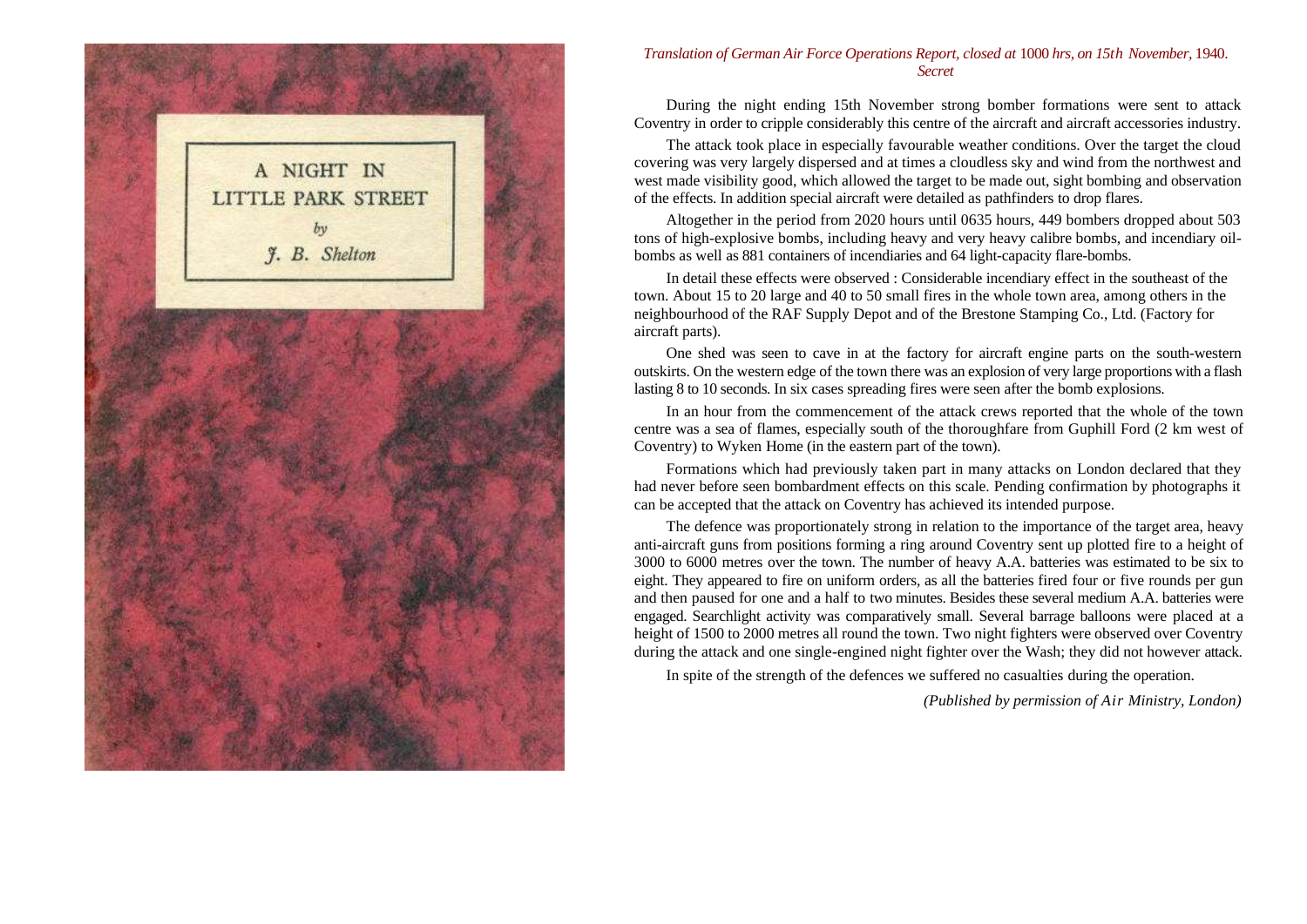# A NIGHT IN LITTLE PARK STREET

*by*

*J. B. Shelton*

*Translation of German Air Force Operations Report, closed at 1000 hrs, on 15th November, 1940.*
*Secret*

During the night ending 15th November strong bomber formations were sent to attack Coventry in order to cripple considerably this centre of the aircraft and aircraft accessories industry.

The attack took place in especially favourable weather conditions. Over the target the cloud covering was very largely dispersed and at times a cloudless sky and wind from the northwest and west made visibility good, which allowed the target to be made out, sight bombing and observation of the effects. In addition special aircraft were detailed as pathfinders to drop flares.

Altogether in the period from 2020 hours until 0635 hours, 449 bombers dropped about 503 tons of high-explosive bombs, including heavy and very heavy calibre bombs, and incendiary oil-bombs as well as 881 containers of incendiaries and 64 light-capacity flare-bombs.

In detail these effects were observed : Considerable incendiary effect in the southeast of the town. About 15 to 20 large and 40 to 50 small fires in the whole town area, among others in the neighbourhood of the RAF Supply Depot and of the Brestone Stamping Co., Ltd. (Factory for aircraft parts).

One shed was seen to cave in at the factory for aircraft engine parts on the south-western outskirts. On the western edge of the town there was an explosion of very large proportions with a flash lasting 8 to 10 seconds. In six cases spreading fires were seen after the bomb explosions.

In an hour from the commencement of the attack crews reported that the whole of the town centre was a sea of flames, especially south of the thoroughfare from Guphill Ford (2 km west of Coventry) to Wyken Home (in the eastern part of the town).

Formations which had previously taken part in many attacks on London declared that they had never before seen bombardment effects on this scale. Pending confirmation by photographs it can be accepted that the attack on Coventry has achieved its intended purpose.

The defence was proportionately strong in relation to the importance of the target area, heavy anti-aircraft guns from positions forming a ring around Coventry sent up plotted fire to a height of 3000 to 6000 metres over the town. The number of heavy A.A. batteries was estimated to be six to eight. They appeared to fire on uniform orders, as all the batteries fired four or five rounds per gun and then paused for one and a half to two minutes. Besides these several medium A.A. batteries were engaged. Searchlight activity was comparatively small. Several barrage balloons were placed at a height of 1500 to 2000 metres all round the town. Two night fighters were observed over Coventry during the attack and one single-engined night fighter over the Wash; they did not however attack.

In spite of the strength of the defences we suffered no casualties during the operation.

*(Published by permission of Air Ministry, London)*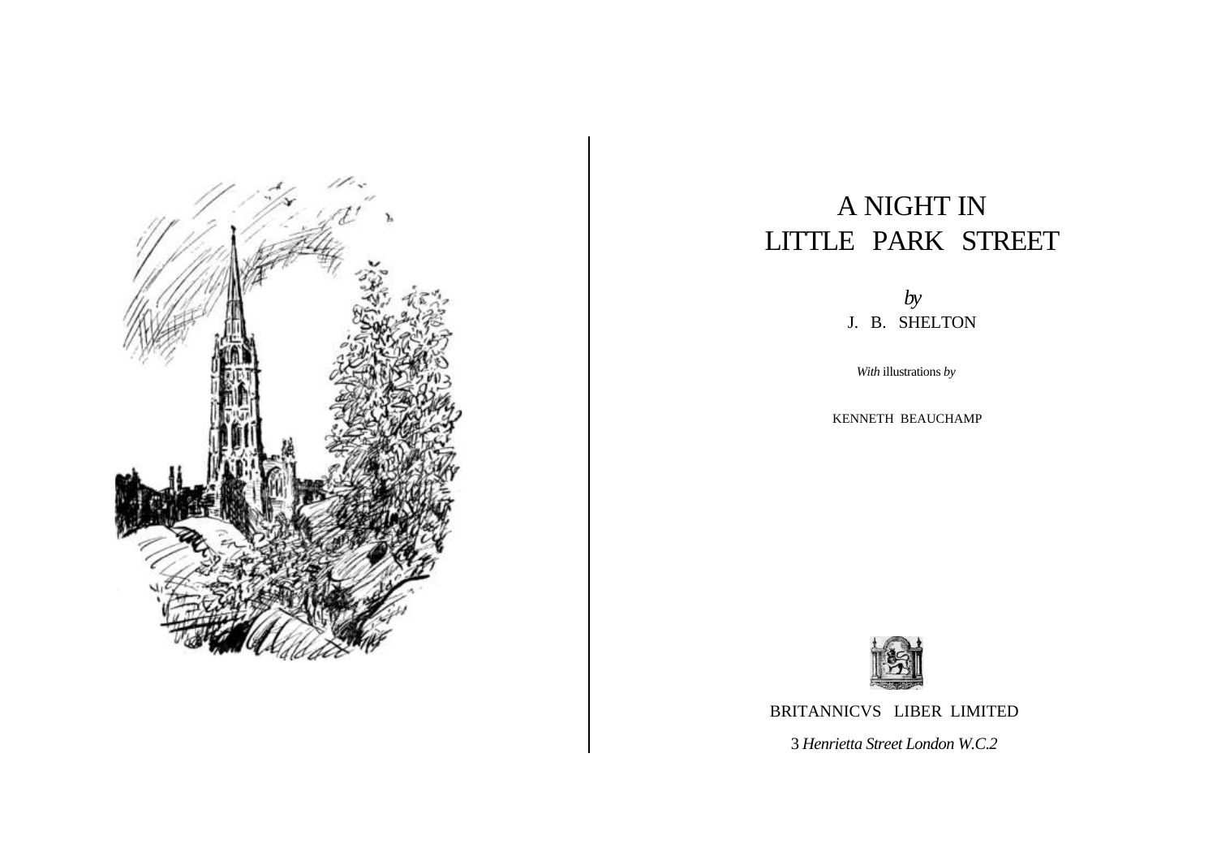# A NIGHT IN LITTLE PARK STREET

*by*

J. B. SHELTON

*With* illustrations *by*

KENNETH BEAUCHAMP

BRITANNICVS LIBER LIMITED

3 *Henrietta Street London W.C.2*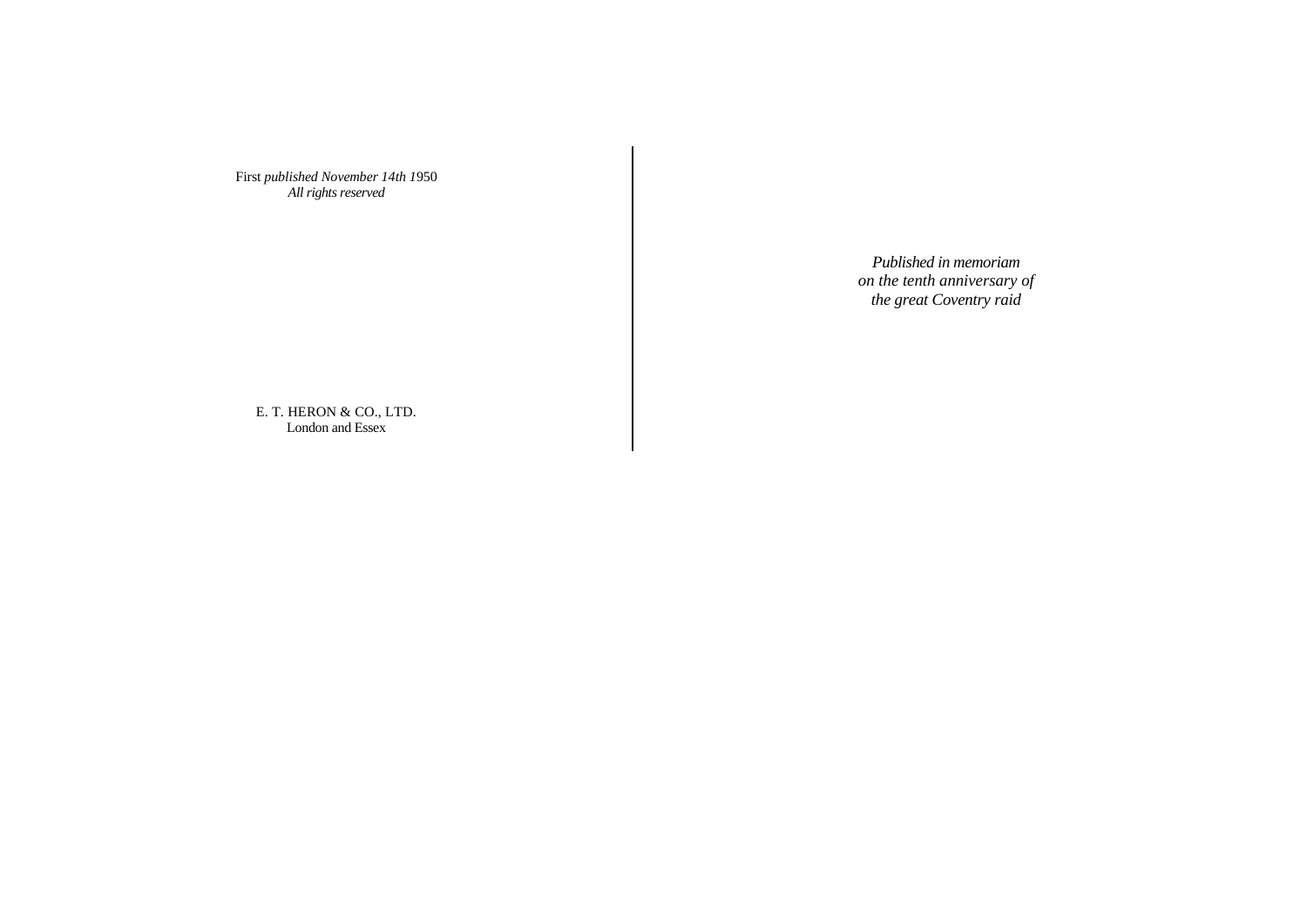First *published November 14th 1*950
*All rights reserved*

E. T. HERON & CO., LTD.
London and Essex

*Published in memoriam*
*on the tenth anniversary of*
*the great Coventry raid*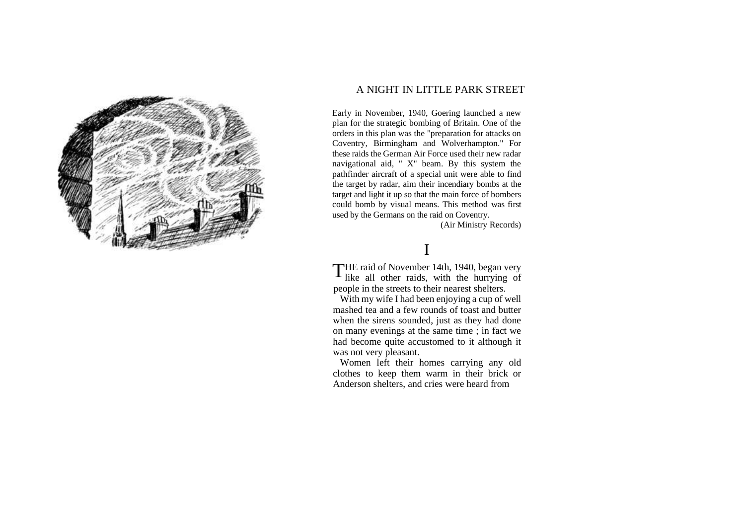## A NIGHT IN LITTLE PARK STREET

Early in November, 1940, Goering launched a new plan for the strategic bombing of Britain. One of the orders in this plan was the "preparation for attacks on Coventry, Birmingham and Wolverhampton." For these raids the German Air Force used their new radar navigational aid, " X" beam. By this system the pathfinder aircraft of a special unit were able to find the target by radar, aim their incendiary bombs at the target and light it up so that the main force of bombers could bomb by visual means. This method was first used by the Germans on the raid on Coventry.

(Air Ministry Records)

# I

THE raid of November 14th, 1940, began very like all other raids, with the hurrying of people in the streets to their nearest shelters.

With my wife I had been enjoying a cup of well mashed tea and a few rounds of toast and butter when the sirens sounded, just as they had done on many evenings at the same time ; in fact we had become quite accustomed to it although it was not very pleasant.

Women left their homes carrying any old clothes to keep them warm in their brick or Anderson shelters, and cries were heard from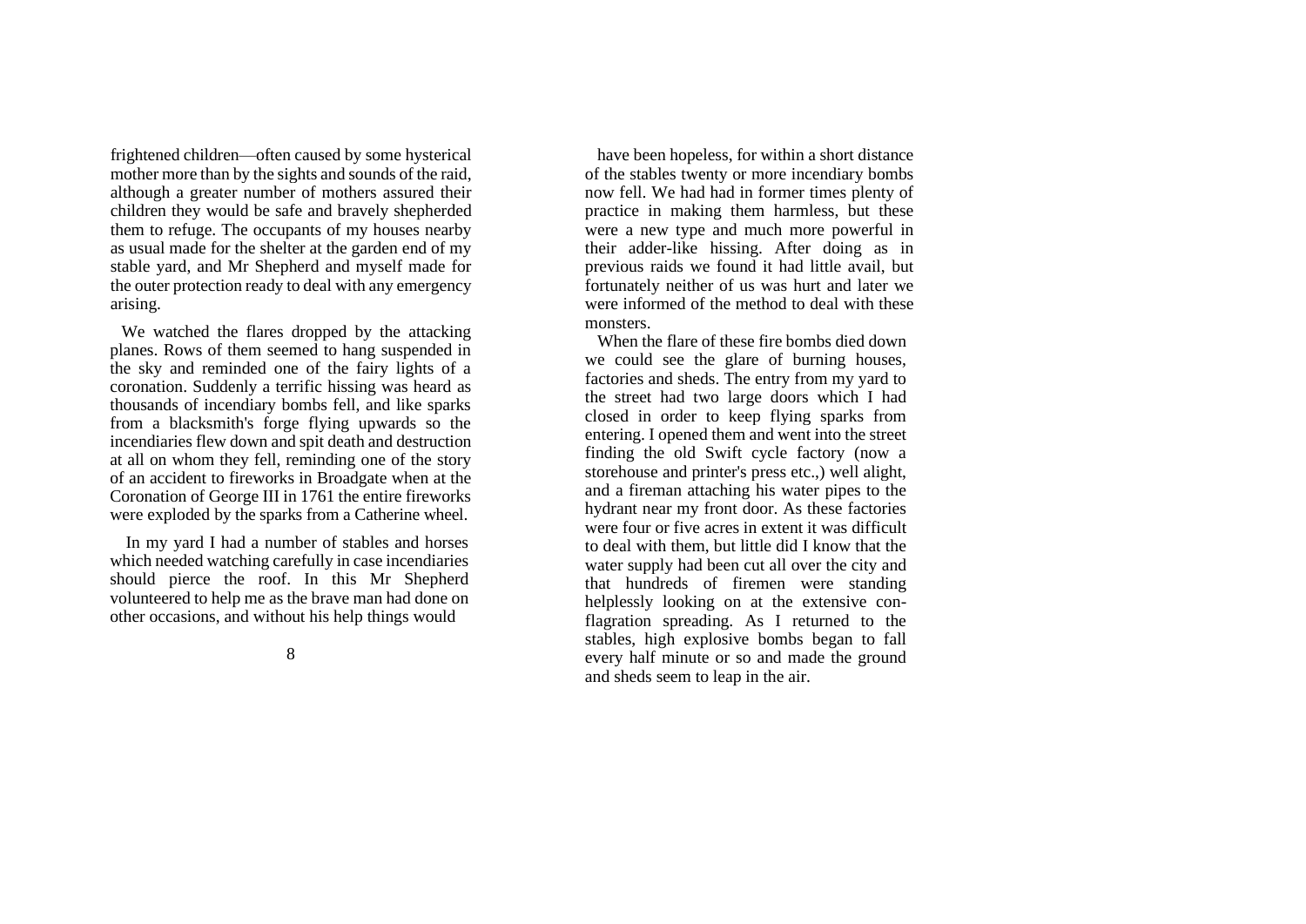frightened children—often caused by some hysterical mother more than by the sights and sounds of the raid, although a greater number of mothers assured their children they would be safe and bravely shepherded them to refuge. The occupants of my houses nearby as usual made for the shelter at the garden end of my stable yard, and Mr Shepherd and myself made for the outer protection ready to deal with any emergency arising.

We watched the flares dropped by the attacking planes. Rows of them seemed to hang suspended in the sky and reminded one of the fairy lights of a coronation. Suddenly a terrific hissing was heard as thousands of incendiary bombs fell, and like sparks from a blacksmith's forge flying upwards so the incendiaries flew down and spit death and destruction at all on whom they fell, reminding one of the story of an accident to fireworks in Broadgate when at the Coronation of George III in 1761 the entire fireworks were exploded by the sparks from a Catherine wheel.

In my yard I had a number of stables and horses which needed watching carefully in case incendiaries should pierce the roof. In this Mr Shepherd volunteered to help me as the brave man had done on other occasions, and without his help things would have been hopeless, for within a short distance of the stables twenty or more incendiary bombs now fell. We had had in former times plenty of practice in making them harmless, but these were a new type and much more powerful in their adder-like hissing. After doing as in previous raids we found it had little avail, but fortunately neither of us was hurt and later we were informed of the method to deal with these monsters.

When the flare of these fire bombs died down we could see the glare of burning houses, factories and sheds. The entry from my yard to the street had two large doors which I had closed in order to keep flying sparks from entering. I opened them and went into the street finding the old Swift cycle factory (now a storehouse and printer's press etc.,) well alight, and a fireman attaching his water pipes to the hydrant near my front door. As these factories were four or five acres in extent it was difficult to deal with them, but little did I know that the water supply had been cut all over the city and that hundreds of firemen were standing helplessly looking on at the extensive conflagration spreading. As I returned to the stables, high explosive bombs began to fall every half minute or so and made the ground and sheds seem to leap in the air.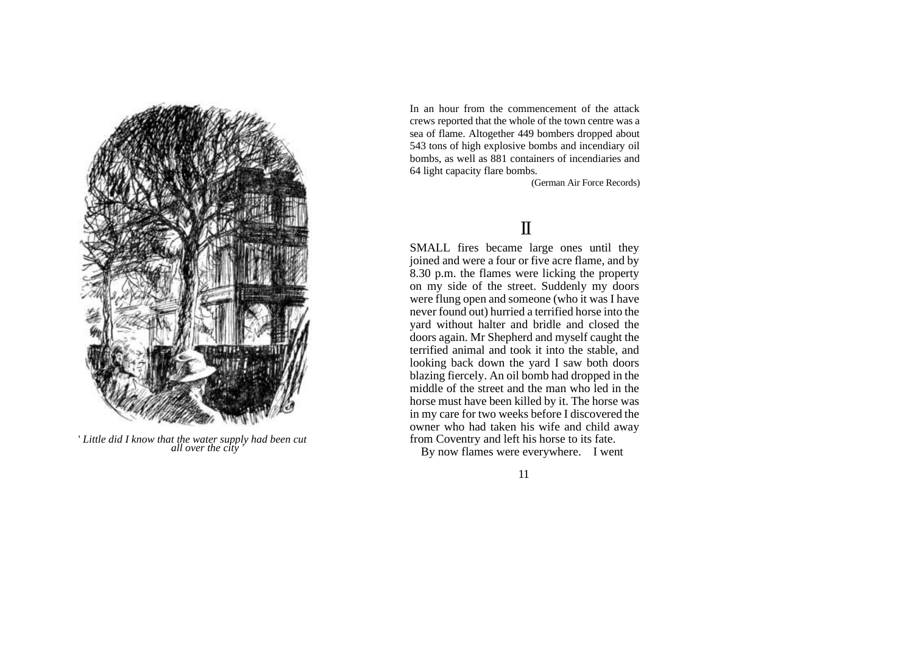*' Little did I know that the water supply had been cut all over the city '*

In an hour from the commencement of the attack crews reported that the whole of the town centre was a sea of flame. Altogether 449 bombers dropped about 543 tons of high explosive bombs and incendiary oil bombs, as well as 881 containers of incendiaries and 64 light capacity flare bombs.

(German Air Force Records)

## II

SMALL fires became large ones until they joined and were a four or five acre flame, and by 8.30 p.m. the flames were licking the property on my side of the street. Suddenly my doors were flung open and someone (who it was I have never found out) hurried a terrified horse into the yard without halter and bridle and closed the doors again. Mr Shepherd and myself caught the terrified animal and took it into the stable, and looking back down the yard I saw both doors blazing fiercely. An oil bomb had dropped in the middle of the street and the man who led in the horse must have been killed by it. The horse was in my care for two weeks before I discovered the owner who had taken his wife and child away from Coventry and left his horse to its fate.

By now flames were everywhere. I went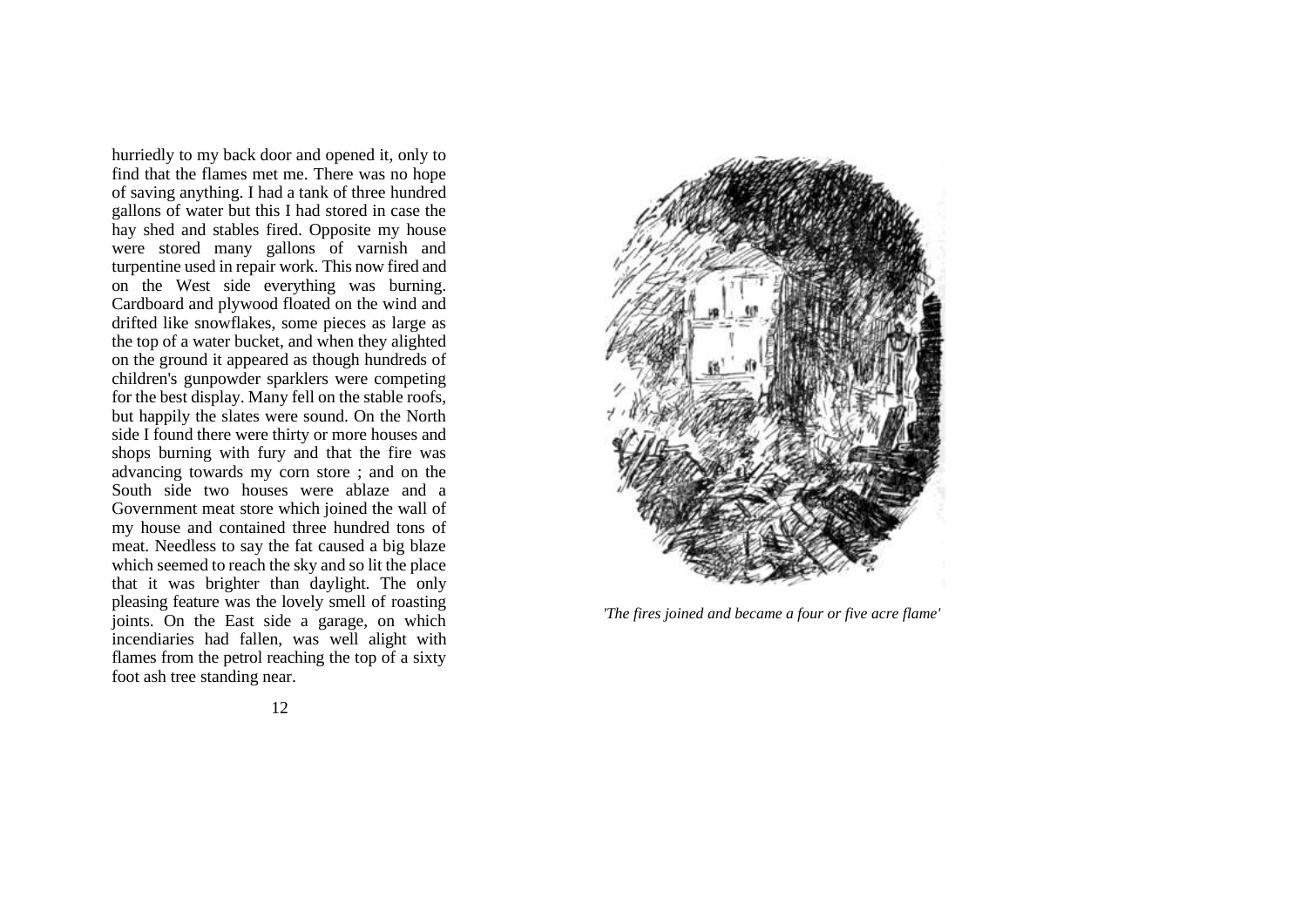hurriedly to my back door and opened it, only to find that the flames met me. There was no hope of saving anything. I had a tank of three hundred gallons of water but this I had stored in case the hay shed and stables fired. Opposite my house were stored many gallons of varnish and turpentine used in repair work. This now fired and on the West side everything was burning. Cardboard and plywood floated on the wind and drifted like snowflakes, some pieces as large as the top of a water bucket, and when they alighted on the ground it appeared as though hundreds of children's gunpowder sparklers were competing for the best display. Many fell on the stable roofs, but happily the slates were sound. On the North side I found there were thirty or more houses and shops burning with fury and that the fire was advancing towards my corn store ; and on the South side two houses were ablaze and a Government meat store which joined the wall of my house and contained three hundred tons of meat. Needless to say the fat caused a big blaze which seemed to reach the sky and so lit the place that it was brighter than daylight. The only pleasing feature was the lovely smell of roasting joints. On the East side a garage, on which incendiaries had fallen, was well alight with flames from the petrol reaching the top of a sixty foot ash tree standing near.

*'The fires joined and became a four or five acre flame'*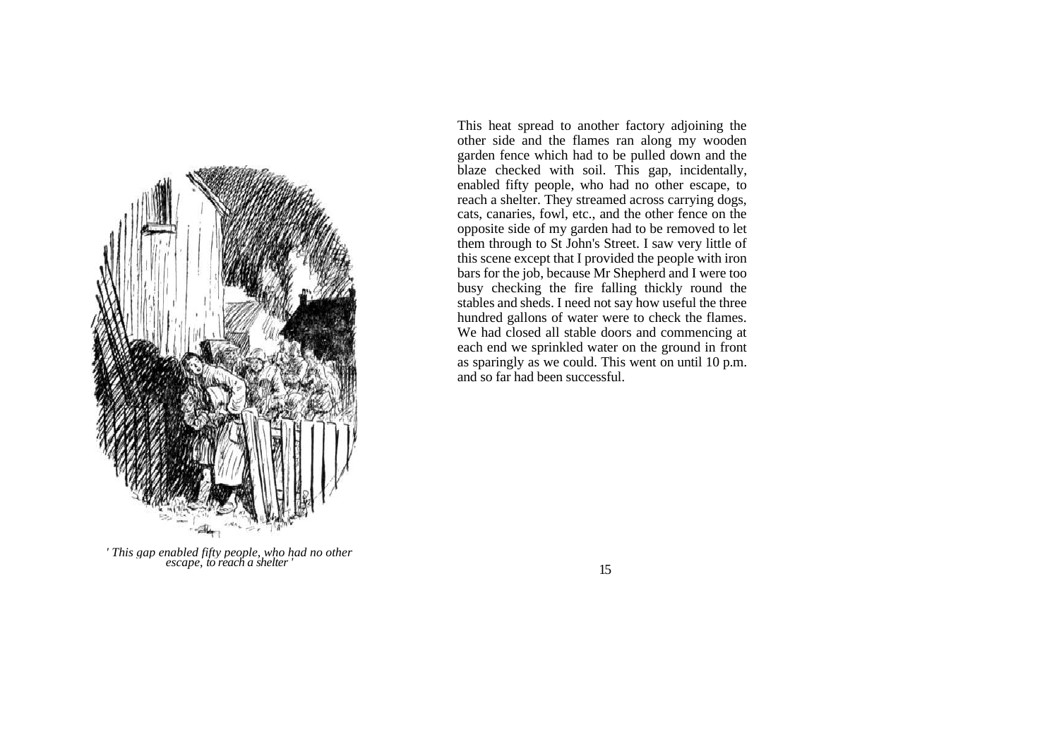*' This gap enabled fifty people, who had no other escape, to reach a shelter '*

This heat spread to another factory adjoining the other side and the flames ran along my wooden garden fence which had to be pulled down and the blaze checked with soil. This gap, incidentally, enabled fifty people, who had no other escape, to reach a shelter. They streamed across carrying dogs, cats, canaries, fowl, etc., and the other fence on the opposite side of my garden had to be removed to let them through to St John's Street. I saw very little of this scene except that I provided the people with iron bars for the job, because Mr Shepherd and I were too busy checking the fire falling thickly round the stables and sheds. I need not say how useful the three hundred gallons of water were to check the flames. We had closed all stable doors and commencing at each end we sprinkled water on the ground in front as sparingly as we could. This went on until 10 p.m. and so far had been successful.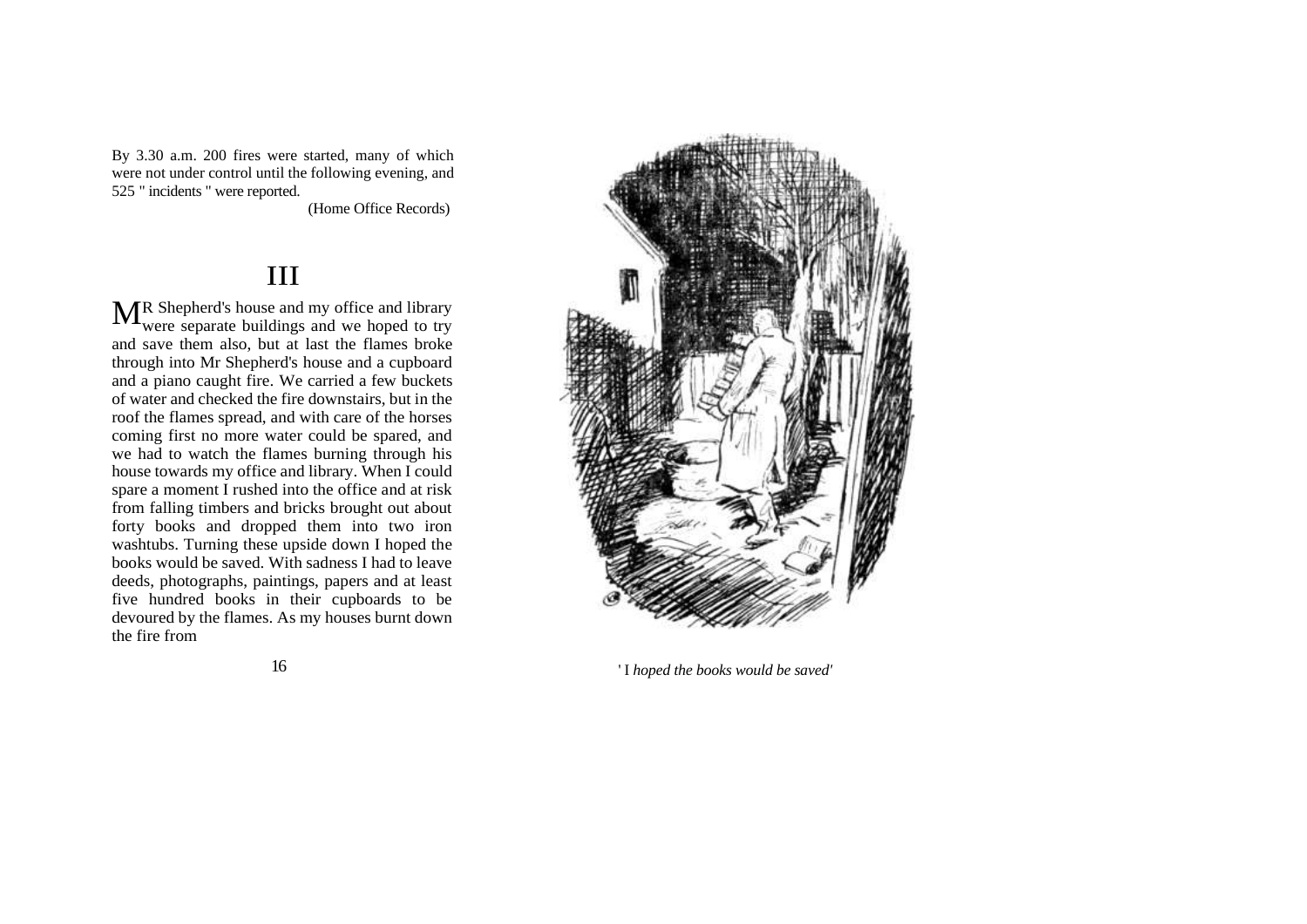By 3.30 a.m. 200 fires were started, many of which were not under control until the following evening, and 525 " incidents " were reported.

(Home Office Records)

## III

MR Shepherd's house and my office and library were separate buildings and we hoped to try and save them also, but at last the flames broke through into Mr Shepherd's house and a cupboard and a piano caught fire. We carried a few buckets of water and checked the fire downstairs, but in the roof the flames spread, and with care of the horses coming first no more water could be spared, and we had to watch the flames burning through his house towards my office and library. When I could spare a moment I rushed into the office and at risk from falling timbers and bricks brought out about forty books and dropped them into two iron washtubs. Turning these upside down I hoped the books would be saved. With sadness I had to leave deeds, photographs, paintings, papers and at least five hundred books in their cupboards to be devoured by the flames. As my houses burnt down the fire from

' I *hoped the books would be saved'*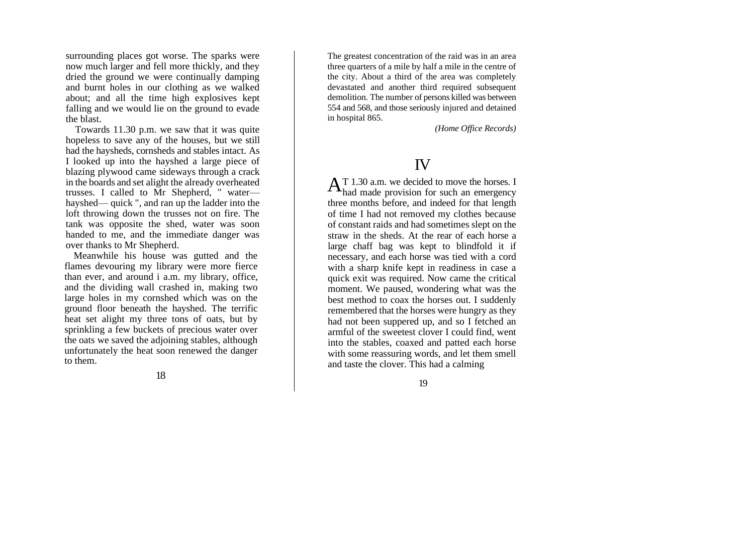surrounding places got worse. The sparks were now much larger and fell more thickly, and they dried the ground we were continually damping and burnt holes in our clothing as we walked about; and all the time high explosives kept falling and we would lie on the ground to evade the blast.

Towards 11.30 p.m. we saw that it was quite hopeless to save any of the houses, but we still had the haysheds, cornsheds and stables intact. As I looked up into the hayshed a large piece of blazing plywood came sideways through a crack in the boards and set alight the already overheated trusses. I called to Mr Shepherd, " water—hayshed— quick ", and ran up the ladder into the loft throwing down the trusses not on fire. The tank was opposite the shed, water was soon handed to me, and the immediate danger was over thanks to Mr Shepherd.

Meanwhile his house was gutted and the flames devouring my library were more fierce than ever, and around i a.m. my library, office, and the dividing wall crashed in, making two large holes in my cornshed which was on the ground floor beneath the hayshed. The terrific heat set alight my three tons of oats, but by sprinkling a few buckets of precious water over the oats we saved the adjoining stables, although unfortunately the heat soon renewed the danger to them.

The greatest concentration of the raid was in an area three quarters of a mile by half a mile in the centre of the city. About a third of the area was completely devastated and another third required subsequent demolition. The number of persons killed was between 554 and 568, and those seriously injured and detained in hospital 865.

*(Home Office Records)*

## IV

AT 1.30 a.m. we decided to move the horses. I had made provision for such an emergency three months before, and indeed for that length of time I had not removed my clothes because of constant raids and had sometimes slept on the straw in the sheds. At the rear of each horse a large chaff bag was kept to blindfold it if necessary, and each horse was tied with a cord with a sharp knife kept in readiness in case a quick exit was required. Now came the critical moment. We paused, wondering what was the best method to coax the horses out. I suddenly remembered that the horses were hungry as they had not been suppered up, and so I fetched an armful of the sweetest clover I could find, went into the stables, coaxed and patted each horse with some reassuring words, and let them smell and taste the clover. This had a calming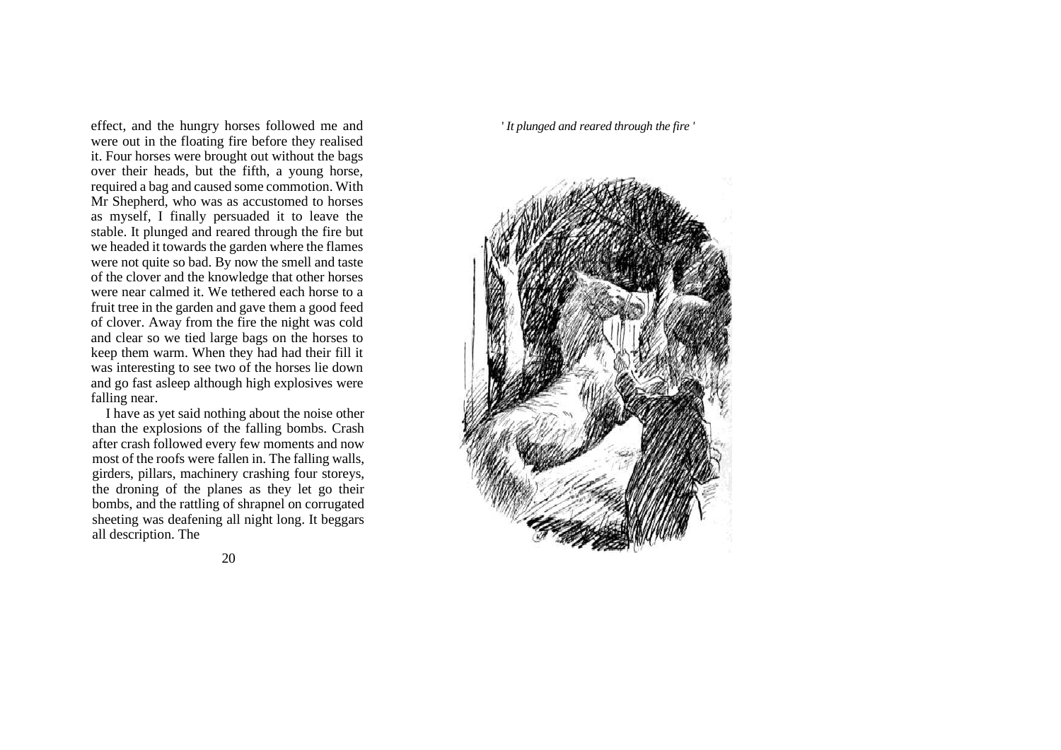effect, and the hungry horses followed me and were out in the floating fire before they realised it. Four horses were brought out without the bags over their heads, but the fifth, a young horse, required a bag and caused some commotion. With Mr Shepherd, who was as accustomed to horses as myself, I finally persuaded it to leave the stable. It plunged and reared through the fire but we headed it towards the garden where the flames were not quite so bad. By now the smell and taste of the clover and the knowledge that other horses were near calmed it. We tethered each horse to a fruit tree in the garden and gave them a good feed of clover. Away from the fire the night was cold and clear so we tied large bags on the horses to keep them warm. When they had had their fill it was interesting to see two of the horses lie down and go fast asleep although high explosives were falling near.

I have as yet said nothing about the noise other than the explosions of the falling bombs. Crash after crash followed every few moments and now most of the roofs were fallen in. The falling walls, girders, pillars, machinery crashing four storeys, the droning of the planes as they let go their bombs, and the rattling of shrapnel on corrugated sheeting was deafening all night long. It beggars all description. The

*' It plunged and reared through the fire '*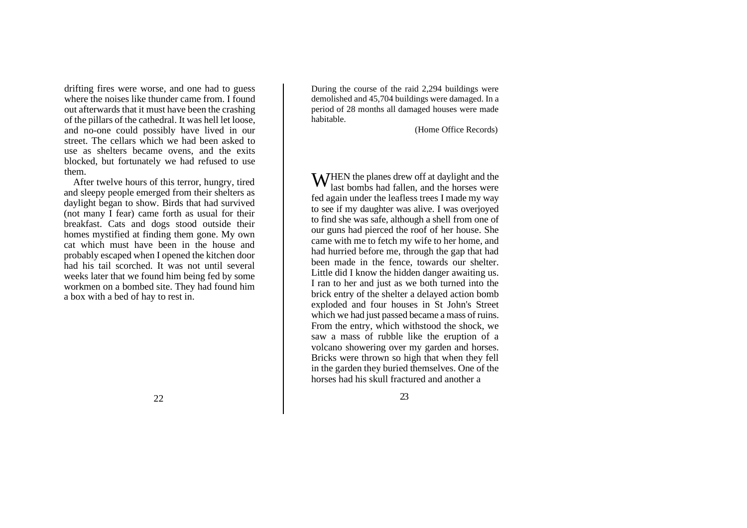drifting fires were worse, and one had to guess where the noises like thunder came from. I found out afterwards that it must have been the crashing of the pillars of the cathedral. It was hell let loose, and no-one could possibly have lived in our street. The cellars which we had been asked to use as shelters became ovens, and the exits blocked, but fortunately we had refused to use them.

After twelve hours of this terror, hungry, tired and sleepy people emerged from their shelters as daylight began to show. Birds that had survived (not many I fear) came forth as usual for their breakfast. Cats and dogs stood outside their homes mystified at finding them gone. My own cat which must have been in the house and probably escaped when I opened the kitchen door had his tail scorched. It was not until several weeks later that we found him being fed by some workmen on a bombed site. They had found him a box with a bed of hay to rest in.

During the course of the raid 2,294 buildings were demolished and 45,704 buildings were damaged. In a period of 28 months all damaged houses were made habitable.

(Home Office Records)

WHEN the planes drew off at daylight and the last bombs had fallen, and the horses were fed again under the leafless trees I made my way to see if my daughter was alive. I was overjoyed to find she was safe, although a shell from one of our guns had pierced the roof of her house. She came with me to fetch my wife to her home, and had hurried before me, through the gap that had been made in the fence, towards our shelter. Little did I know the hidden danger awaiting us. I ran to her and just as we both turned into the brick entry of the shelter a delayed action bomb exploded and four houses in St John's Street which we had just passed became a mass of ruins. From the entry, which withstood the shock, we saw a mass of rubble like the eruption of a volcano showering over my garden and horses. Bricks were thrown so high that when they fell in the garden they buried themselves. One of the horses had his skull fractured and another a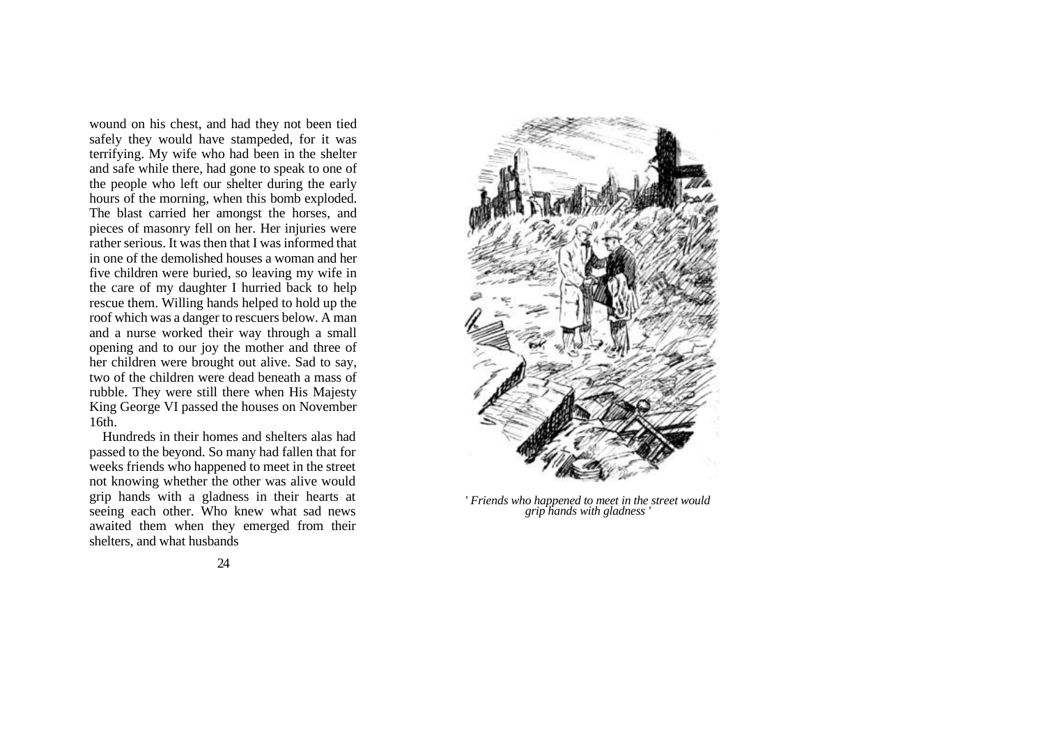wound on his chest, and had they not been tied safely they would have stampeded, for it was terrifying. My wife who had been in the shelter and safe while there, had gone to speak to one of the people who left our shelter during the early hours of the morning, when this bomb exploded. The blast carried her amongst the horses, and pieces of masonry fell on her. Her injuries were rather serious. It was then that I was informed that in one of the demolished houses a woman and her five children were buried, so leaving my wife in the care of my daughter I hurried back to help rescue them. Willing hands helped to hold up the roof which was a danger to rescuers below. A man and a nurse worked their way through a small opening and to our joy the mother and three of her children were brought out alive. Sad to say, two of the children were dead beneath a mass of rubble. They were still there when His Majesty King George VI passed the houses on November 16th.

Hundreds in their homes and shelters alas had passed to the beyond. So many had fallen that for weeks friends who happened to meet in the street not knowing whether the other was alive would grip hands with a gladness in their hearts at seeing each other. Who knew what sad news awaited them when they emerged from their shelters, and what husbands

*' Friends who happened to meet in the street would grip hands with gladness '*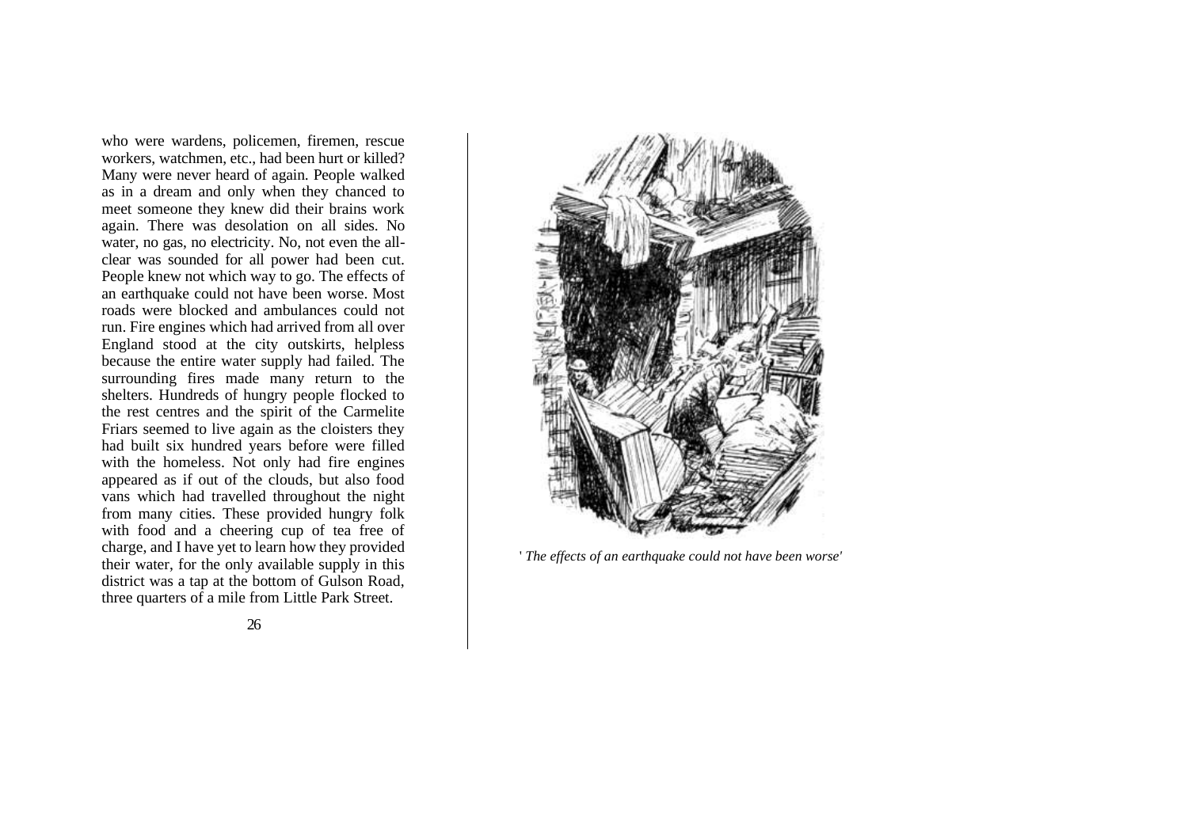who were wardens, policemen, firemen, rescue workers, watchmen, etc., had been hurt or killed? Many were never heard of again. People walked as in a dream and only when they chanced to meet someone they knew did their brains work again. There was desolation on all sides. No water, no gas, no electricity. No, not even the all-clear was sounded for all power had been cut. People knew not which way to go. The effects of an earthquake could not have been worse. Most roads were blocked and ambulances could not run. Fire engines which had arrived from all over England stood at the city outskirts, helpless because the entire water supply had failed. The surrounding fires made many return to the shelters. Hundreds of hungry people flocked to the rest centres and the spirit of the Carmelite Friars seemed to live again as the cloisters they had built six hundred years before were filled with the homeless. Not only had fire engines appeared as if out of the clouds, but also food vans which had travelled throughout the night from many cities. These provided hungry folk with food and a cheering cup of tea free of charge, and I have yet to learn how they provided their water, for the only available supply in this district was a tap at the bottom of Gulson Road, three quarters of a mile from Little Park Street.

' *The effects of an earthquake could not have been worse'*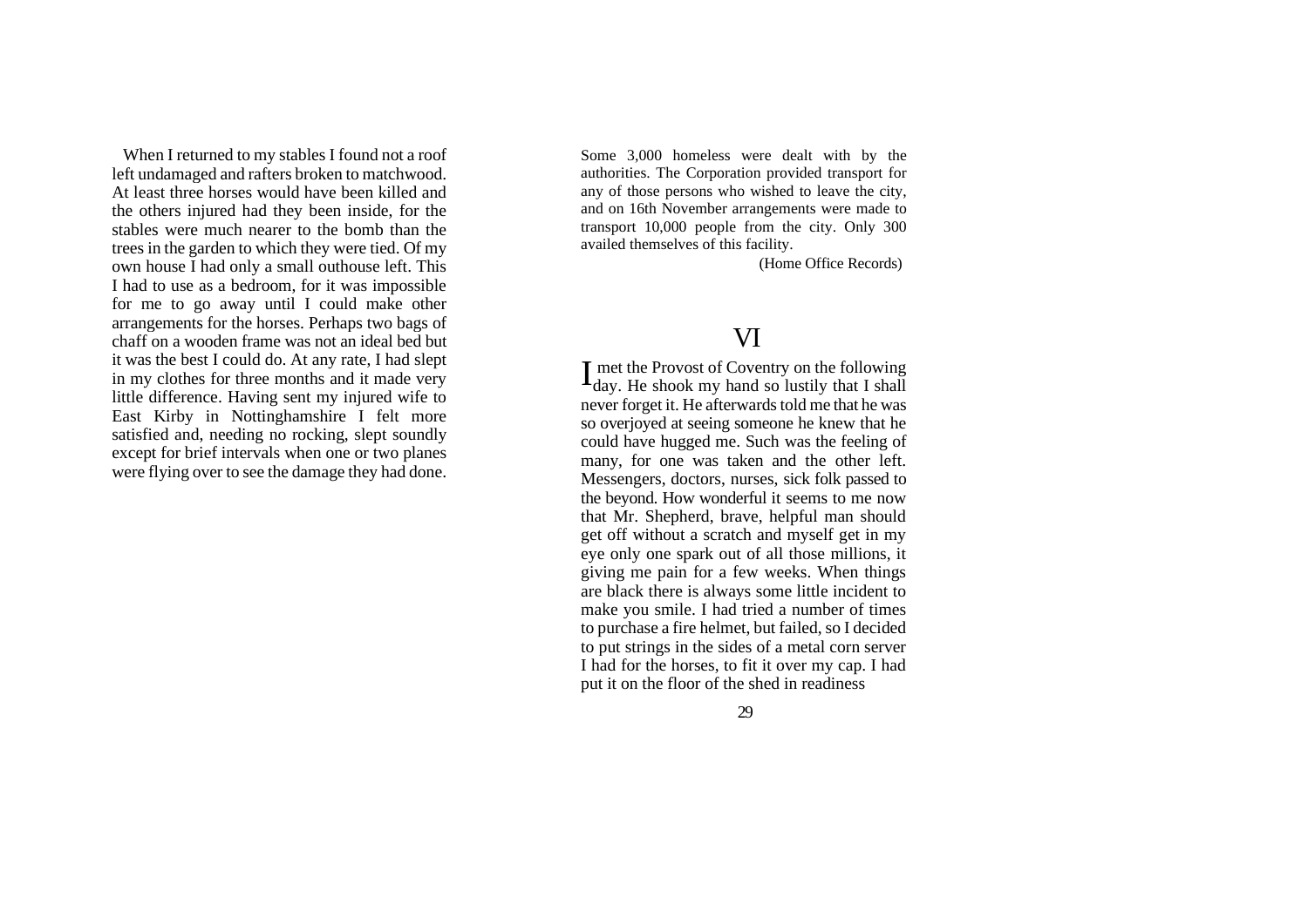When I returned to my stables I found not a roof left undamaged and rafters broken to matchwood. At least three horses would have been killed and the others injured had they been inside, for the stables were much nearer to the bomb than the trees in the garden to which they were tied. Of my own house I had only a small outhouse left. This I had to use as a bedroom, for it was impossible for me to go away until I could make other arrangements for the horses. Perhaps two bags of chaff on a wooden frame was not an ideal bed but it was the best I could do. At any rate, I had slept in my clothes for three months and it made very little difference. Having sent my injured wife to East Kirby in Nottinghamshire I felt more satisfied and, needing no rocking, slept soundly except for brief intervals when one or two planes were flying over to see the damage they had done.

Some 3,000 homeless were dealt with by the authorities. The Corporation provided transport for any of those persons who wished to leave the city, and on 16th November arrangements were made to transport 10,000 people from the city. Only 300 availed themselves of this facility.

(Home Office Records)

## VI

I met the Provost of Coventry on the following day. He shook my hand so lustily that I shall never forget it. He afterwards told me that he was so overjoyed at seeing someone he knew that he could have hugged me. Such was the feeling of many, for one was taken and the other left. Messengers, doctors, nurses, sick folk passed to the beyond. How wonderful it seems to me now that Mr. Shepherd, brave, helpful man should get off without a scratch and myself get in my eye only one spark out of all those millions, it giving me pain for a few weeks. When things are black there is always some little incident to make you smile. I had tried a number of times to purchase a fire helmet, but failed, so I decided to put strings in the sides of a metal corn server I had for the horses, to fit it over my cap. I had put it on the floor of the shed in readiness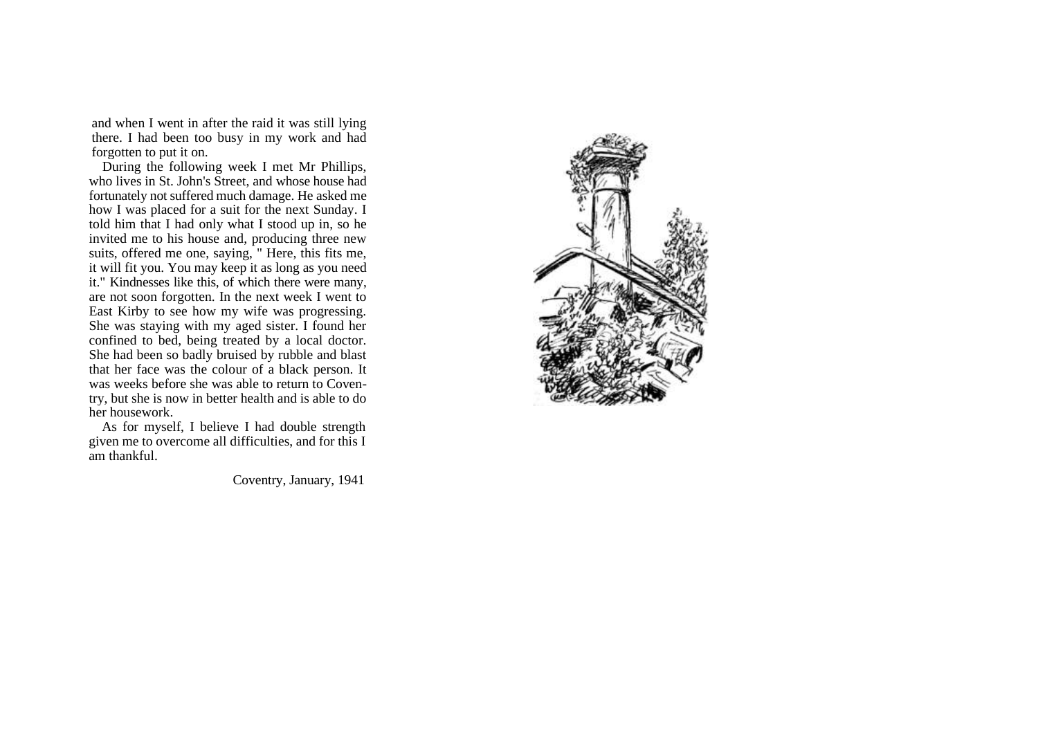and when I went in after the raid it was still lying there. I had been too busy in my work and had forgotten to put it on.

During the following week I met Mr Phillips, who lives in St. John's Street, and whose house had fortunately not suffered much damage. He asked me how I was placed for a suit for the next Sunday. I told him that I had only what I stood up in, so he invited me to his house and, producing three new suits, offered me one, saying, " Here, this fits me, it will fit you. You may keep it as long as you need it." Kindnesses like this, of which there were many, are not soon forgotten. In the next week I went to East Kirby to see how my wife was progressing. She was staying with my aged sister. I found her confined to bed, being treated by a local doctor. She had been so badly bruised by rubble and blast that her face was the colour of a black person. It was weeks before she was able to return to Coventry, but she is now in better health and is able to do her housework.

As for myself, I believe I had double strength given me to overcome all difficulties, and for this I am thankful.

Coventry, January, 1941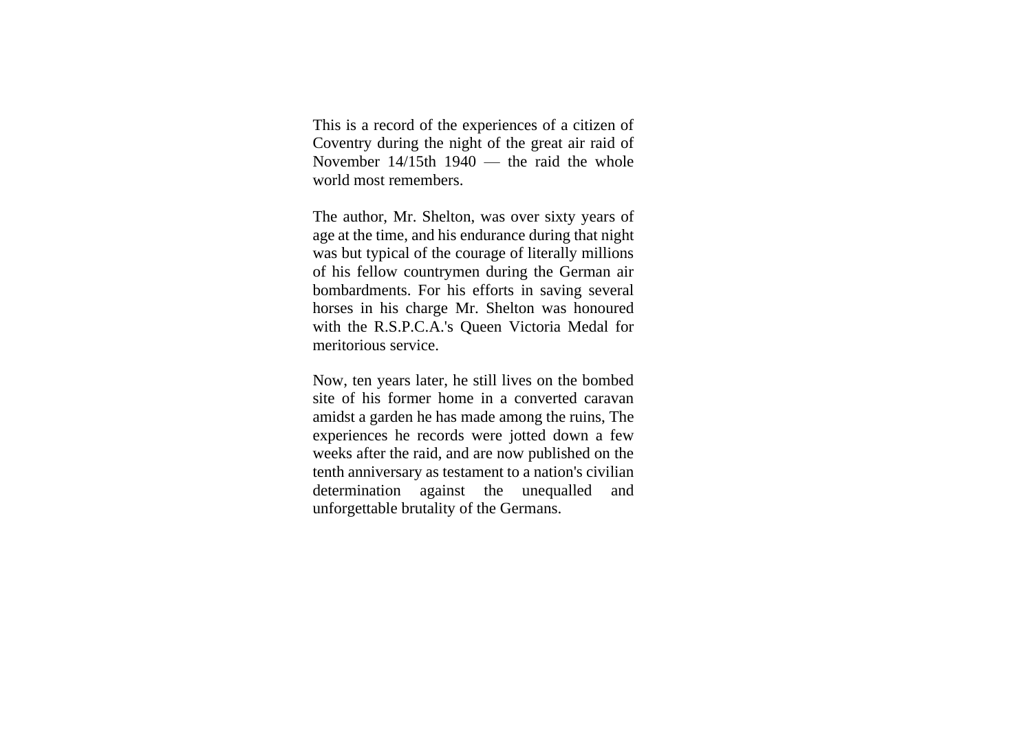This is a record of the experiences of a citizen of Coventry during the night of the great air raid of November 14/15th 1940 — the raid the whole world most remembers.

The author, Mr. Shelton, was over sixty years of age at the time, and his endurance during that night was but typical of the courage of literally millions of his fellow countrymen during the German air bombardments. For his efforts in saving several horses in his charge Mr. Shelton was honoured with the R.S.P.C.A.'s Queen Victoria Medal for meritorious service.

Now, ten years later, he still lives on the bombed site of his former home in a converted caravan amidst a garden he has made among the ruins, The experiences he records were jotted down a few weeks after the raid, and are now published on the tenth anniversary as testament to a nation's civilian determination against the unequalled and unforgettable brutality of the Germans.